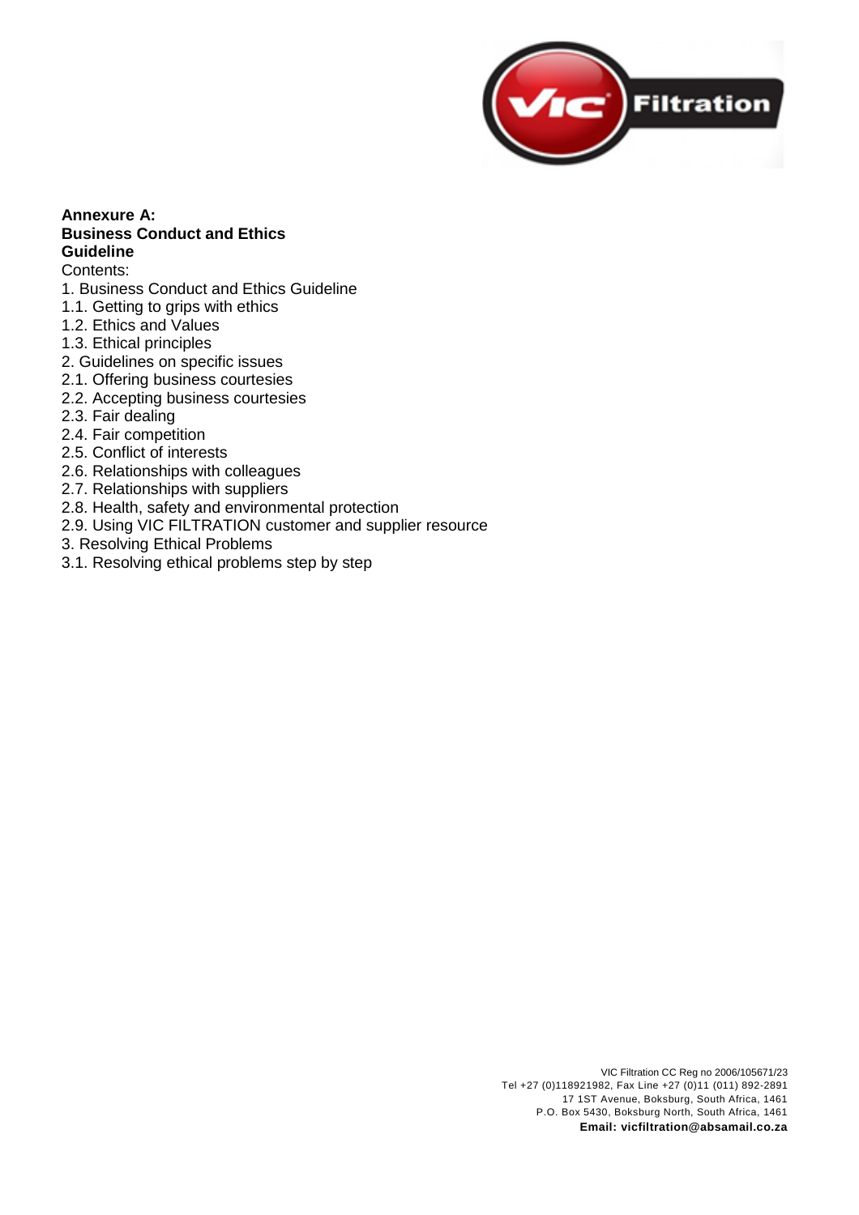**Annexure A:**
**Business Conduct and Ethics Guideline**

Contents:

1. Business Conduct and Ethics Guideline
1.1. Getting to grips with ethics
1.2. Ethics and Values
1.3. Ethical principles
2. Guidelines on specific issues
2.1. Offering business courtesies
2.2. Accepting business courtesies
2.3. Fair dealing
2.4. Fair competition
2.5. Conflict of interests
2.6. Relationships with colleagues
2.7. Relationships with suppliers
2.8. Health, safety and environmental protection
2.9. Using VIC FILTRATION customer and supplier resource
3. Resolving Ethical Problems
3.1. Resolving ethical problems step by step

VIC Filtration CC Reg no 2006/105671/23
Tel +27 (0)118921982, Fax Line +27 (0)11 (011) 892-2891
17 1ST Avenue, Boksburg, South Africa, 1461
P.O. Box 5430, Boksburg North, South Africa, 1461
**Email: vicfiltration@absamail.co.za**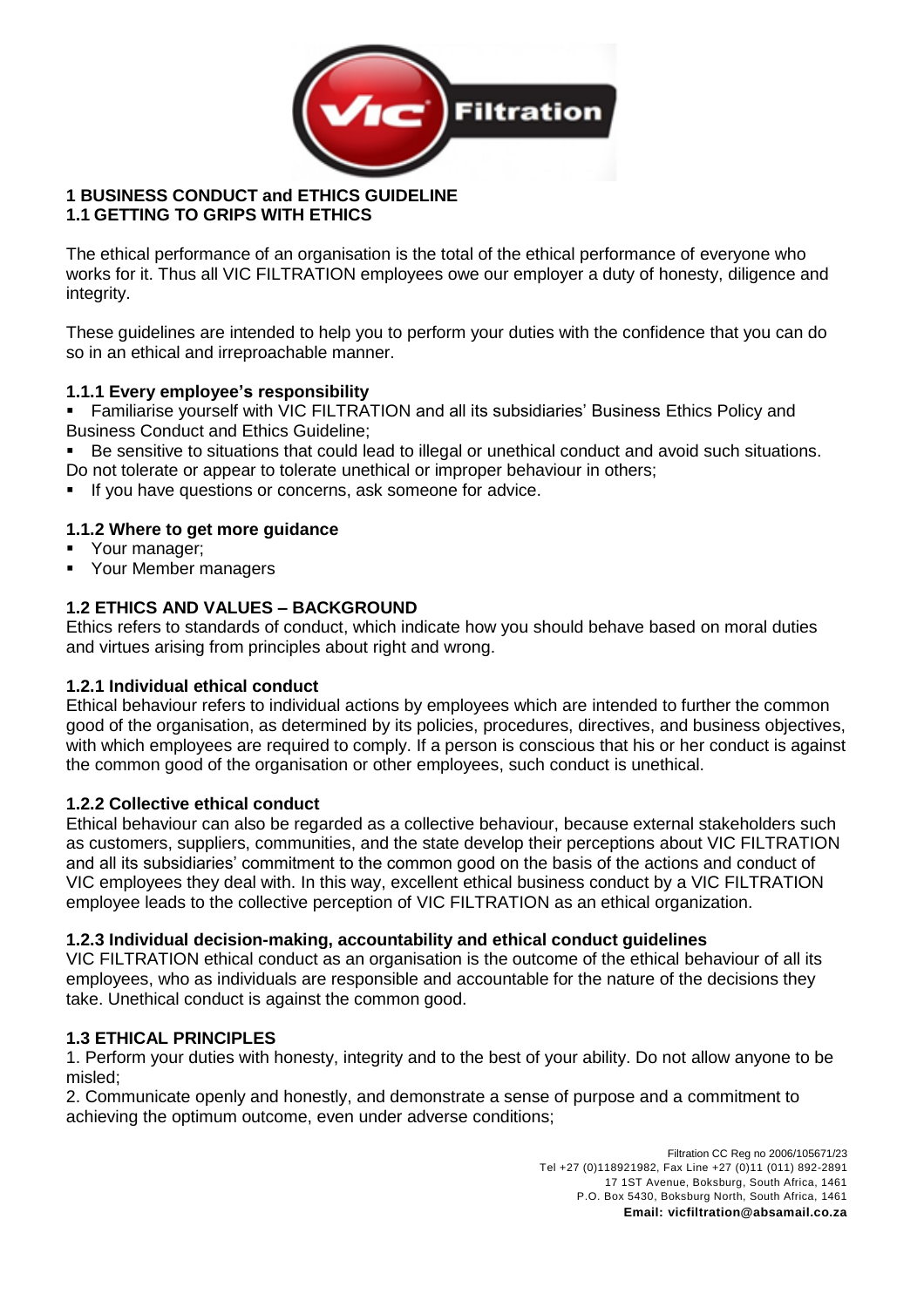# 1 BUSINESS CONDUCT and ETHICS GUIDELINE

## 1.1 GETTING TO GRIPS WITH ETHICS

The ethical performance of an organisation is the total of the ethical performance of everyone who works for it. Thus all VIC FILTRATION employees owe our employer a duty of honesty, diligence and integrity.

These guidelines are intended to help you to perform your duties with the confidence that you can do so in an ethical and irreproachable manner.

### 1.1.1 Every employee's responsibility

- Familiarise yourself with VIC FILTRATION and all its subsidiaries' Business Ethics Policy and Business Conduct and Ethics Guideline;
- Be sensitive to situations that could lead to illegal or unethical conduct and avoid such situations. Do not tolerate or appear to tolerate unethical or improper behaviour in others;
- If you have questions or concerns, ask someone for advice.

### 1.1.2 Where to get more guidance

- Your manager;
- Your Member managers

## 1.2 ETHICS AND VALUES – BACKGROUND

Ethics refers to standards of conduct, which indicate how you should behave based on moral duties and virtues arising from principles about right and wrong.

### 1.2.1 Individual ethical conduct

Ethical behaviour refers to individual actions by employees which are intended to further the common good of the organisation, as determined by its policies, procedures, directives, and business objectives, with which employees are required to comply. If a person is conscious that his or her conduct is against the common good of the organisation or other employees, such conduct is unethical.

### 1.2.2 Collective ethical conduct

Ethical behaviour can also be regarded as a collective behaviour, because external stakeholders such as customers, suppliers, communities, and the state develop their perceptions about VIC FILTRATION and all its subsidiaries' commitment to the common good on the basis of the actions and conduct of VIC employees they deal with. In this way, excellent ethical business conduct by a VIC FILTRATION employee leads to the collective perception of VIC FILTRATION as an ethical organization.

### 1.2.3 Individual decision-making, accountability and ethical conduct guidelines

VIC FILTRATION ethical conduct as an organisation is the outcome of the ethical behaviour of all its employees, who as individuals are responsible and accountable for the nature of the decisions they take. Unethical conduct is against the common good.

## 1.3 ETHICAL PRINCIPLES

1. Perform your duties with honesty, integrity and to the best of your ability. Do not allow anyone to be misled;
2. Communicate openly and honestly, and demonstrate a sense of purpose and a commitment to achieving the optimum outcome, even under adverse conditions;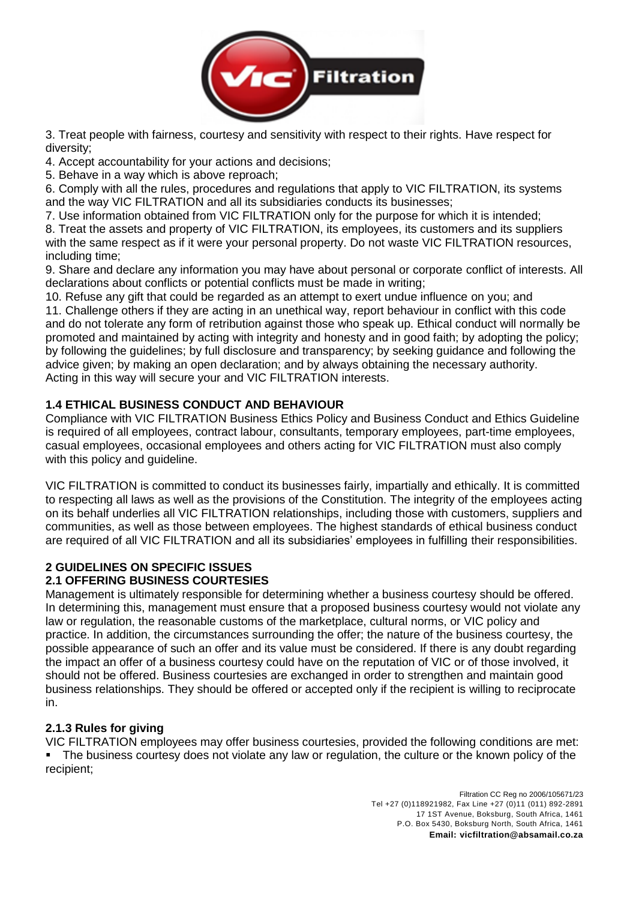3. Treat people with fairness, courtesy and sensitivity with respect to their rights. Have respect for diversity;
4. Accept accountability for your actions and decisions;
5. Behave in a way which is above reproach;
6. Comply with all the rules, procedures and regulations that apply to VIC FILTRATION, its systems and the way VIC FILTRATION and all its subsidiaries conducts its businesses;
7. Use information obtained from VIC FILTRATION only for the purpose for which it is intended;
8. Treat the assets and property of VIC FILTRATION, its employees, its customers and its suppliers with the same respect as if it were your personal property. Do not waste VIC FILTRATION resources, including time;
9. Share and declare any information you may have about personal or corporate conflict of interests. All declarations about conflicts or potential conflicts must be made in writing;
10. Refuse any gift that could be regarded as an attempt to exert undue influence on you; and
11. Challenge others if they are acting in an unethical way, report behaviour in conflict with this code and do not tolerate any form of retribution against those who speak up. Ethical conduct will normally be promoted and maintained by acting with integrity and honesty and in good faith; by adopting the policy; by following the guidelines; by full disclosure and transparency; by seeking guidance and following the advice given; by making an open declaration; and by always obtaining the necessary authority. Acting in this way will secure your and VIC FILTRATION interests.

### 1.4 ETHICAL BUSINESS CONDUCT AND BEHAVIOUR

Compliance with VIC FILTRATION Business Ethics Policy and Business Conduct and Ethics Guideline is required of all employees, contract labour, consultants, temporary employees, part-time employees, casual employees, occasional employees and others acting for VIC FILTRATION must also comply with this policy and guideline.

VIC FILTRATION is committed to conduct its businesses fairly, impartially and ethically. It is committed to respecting all laws as well as the provisions of the Constitution. The integrity of the employees acting on its behalf underlies all VIC FILTRATION relationships, including those with customers, suppliers and communities, as well as those between employees. The highest standards of ethical business conduct are required of all VIC FILTRATION and all its subsidiaries' employees in fulfilling their responsibilities.

## 2 GUIDELINES ON SPECIFIC ISSUES

### 2.1 OFFERING BUSINESS COURTESIES

Management is ultimately responsible for determining whether a business courtesy should be offered. In determining this, management must ensure that a proposed business courtesy would not violate any law or regulation, the reasonable customs of the marketplace, cultural norms, or VIC policy and practice. In addition, the circumstances surrounding the offer; the nature of the business courtesy, the possible appearance of such an offer and its value must be considered. If there is any doubt regarding the impact an offer of a business courtesy could have on the reputation of VIC or of those involved, it should not be offered. Business courtesies are exchanged in order to strengthen and maintain good business relationships. They should be offered or accepted only if the recipient is willing to reciprocate in.

#### 2.1.3 Rules for giving

VIC FILTRATION employees may offer business courtesies, provided the following conditions are met:

- The business courtesy does not violate any law or regulation, the culture or the known policy of the recipient;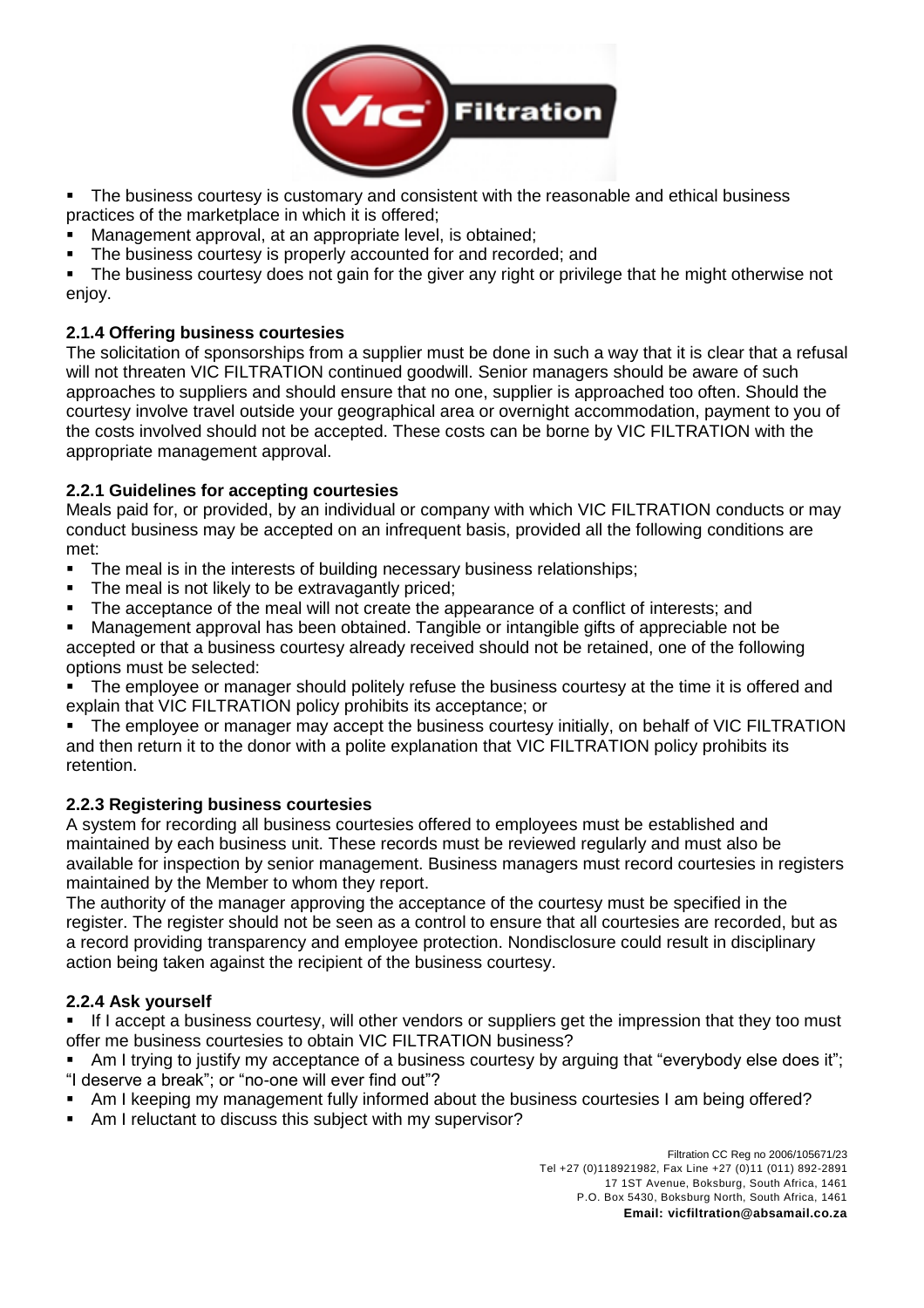- The business courtesy is customary and consistent with the reasonable and ethical business practices of the marketplace in which it is offered;
- Management approval, at an appropriate level, is obtained;
- The business courtesy is properly accounted for and recorded; and
- The business courtesy does not gain for the giver any right or privilege that he might otherwise not enjoy.

**2.1.4 Offering business courtesies**

The solicitation of sponsorships from a supplier must be done in such a way that it is clear that a refusal will not threaten VIC FILTRATION continued goodwill. Senior managers should be aware of such approaches to suppliers and should ensure that no one, supplier is approached too often. Should the courtesy involve travel outside your geographical area or overnight accommodation, payment to you of the costs involved should not be accepted. These costs can be borne by VIC FILTRATION with the appropriate management approval.

**2.2.1 Guidelines for accepting courtesies**

Meals paid for, or provided, by an individual or company with which VIC FILTRATION conducts or may conduct business may be accepted on an infrequent basis, provided all the following conditions are met:

- The meal is in the interests of building necessary business relationships;
- The meal is not likely to be extravagantly priced;
- The acceptance of the meal will not create the appearance of a conflict of interests; and
- Management approval has been obtained. Tangible or intangible gifts of appreciable not be accepted or that a business courtesy already received should not be retained, one of the following options must be selected:
- The employee or manager should politely refuse the business courtesy at the time it is offered and explain that VIC FILTRATION policy prohibits its acceptance; or
- The employee or manager may accept the business courtesy initially, on behalf of VIC FILTRATION and then return it to the donor with a polite explanation that VIC FILTRATION policy prohibits its retention.

**2.2.3 Registering business courtesies**

A system for recording all business courtesies offered to employees must be established and maintained by each business unit. These records must be reviewed regularly and must also be available for inspection by senior management. Business managers must record courtesies in registers maintained by the Member to whom they report.

The authority of the manager approving the acceptance of the courtesy must be specified in the register. The register should not be seen as a control to ensure that all courtesies are recorded, but as a record providing transparency and employee protection. Nondisclosure could result in disciplinary action being taken against the recipient of the business courtesy.

**2.2.4 Ask yourself**

- If I accept a business courtesy, will other vendors or suppliers get the impression that they too must offer me business courtesies to obtain VIC FILTRATION business?
- Am I trying to justify my acceptance of a business courtesy by arguing that "everybody else does it"; "I deserve a break"; or "no-one will ever find out"?
- Am I keeping my management fully informed about the business courtesies I am being offered?
- Am I reluctant to discuss this subject with my supervisor?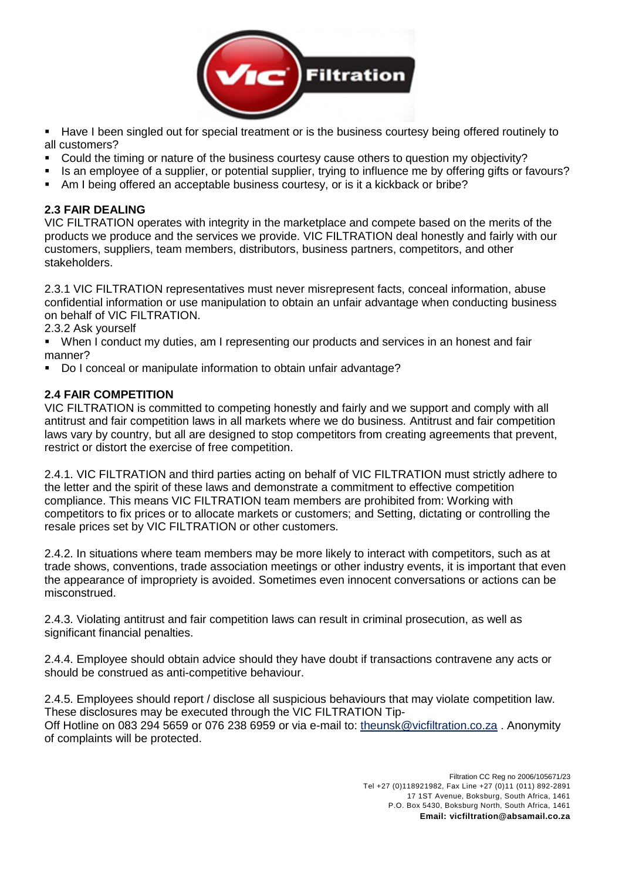- Have I been singled out for special treatment or is the business courtesy being offered routinely to all customers?
- Could the timing or nature of the business courtesy cause others to question my objectivity?
- Is an employee of a supplier, or potential supplier, trying to influence me by offering gifts or favours?
- Am I being offered an acceptable business courtesy, or is it a kickback or bribe?

**2.3 FAIR DEALING**

VIC FILTRATION operates with integrity in the marketplace and compete based on the merits of the products we produce and the services we provide. VIC FILTRATION deal honestly and fairly with our customers, suppliers, team members, distributors, business partners, competitors, and other stakeholders.

2.3.1 VIC FILTRATION representatives must never misrepresent facts, conceal information, abuse confidential information or use manipulation to obtain an unfair advantage when conducting business on behalf of VIC FILTRATION.

2.3.2 Ask yourself

- When I conduct my duties, am I representing our products and services in an honest and fair manner?
- Do I conceal or manipulate information to obtain unfair advantage?

**2.4 FAIR COMPETITION**

VIC FILTRATION is committed to competing honestly and fairly and we support and comply with all antitrust and fair competition laws in all markets where we do business. Antitrust and fair competition laws vary by country, but all are designed to stop competitors from creating agreements that prevent, restrict or distort the exercise of free competition.

2.4.1. VIC FILTRATION and third parties acting on behalf of VIC FILTRATION must strictly adhere to the letter and the spirit of these laws and demonstrate a commitment to effective competition compliance. This means VIC FILTRATION team members are prohibited from: Working with competitors to fix prices or to allocate markets or customers; and Setting, dictating or controlling the resale prices set by VIC FILTRATION or other customers.

2.4.2. In situations where team members may be more likely to interact with competitors, such as at trade shows, conventions, trade association meetings or other industry events, it is important that even the appearance of impropriety is avoided. Sometimes even innocent conversations or actions can be misconstrued.

2.4.3. Violating antitrust and fair competition laws can result in criminal prosecution, as well as significant financial penalties.

2.4.4. Employee should obtain advice should they have doubt if transactions contravene any acts or should be construed as anti-competitive behaviour.

2.4.5. Employees should report / disclose all suspicious behaviours that may violate competition law. These disclosures may be executed through the VIC FILTRATION Tip-Off Hotline on 083 294 5659 or 076 238 6959 or via e-mail to: theunsk@vicfiltration.co.za . Anonymity of complaints will be protected.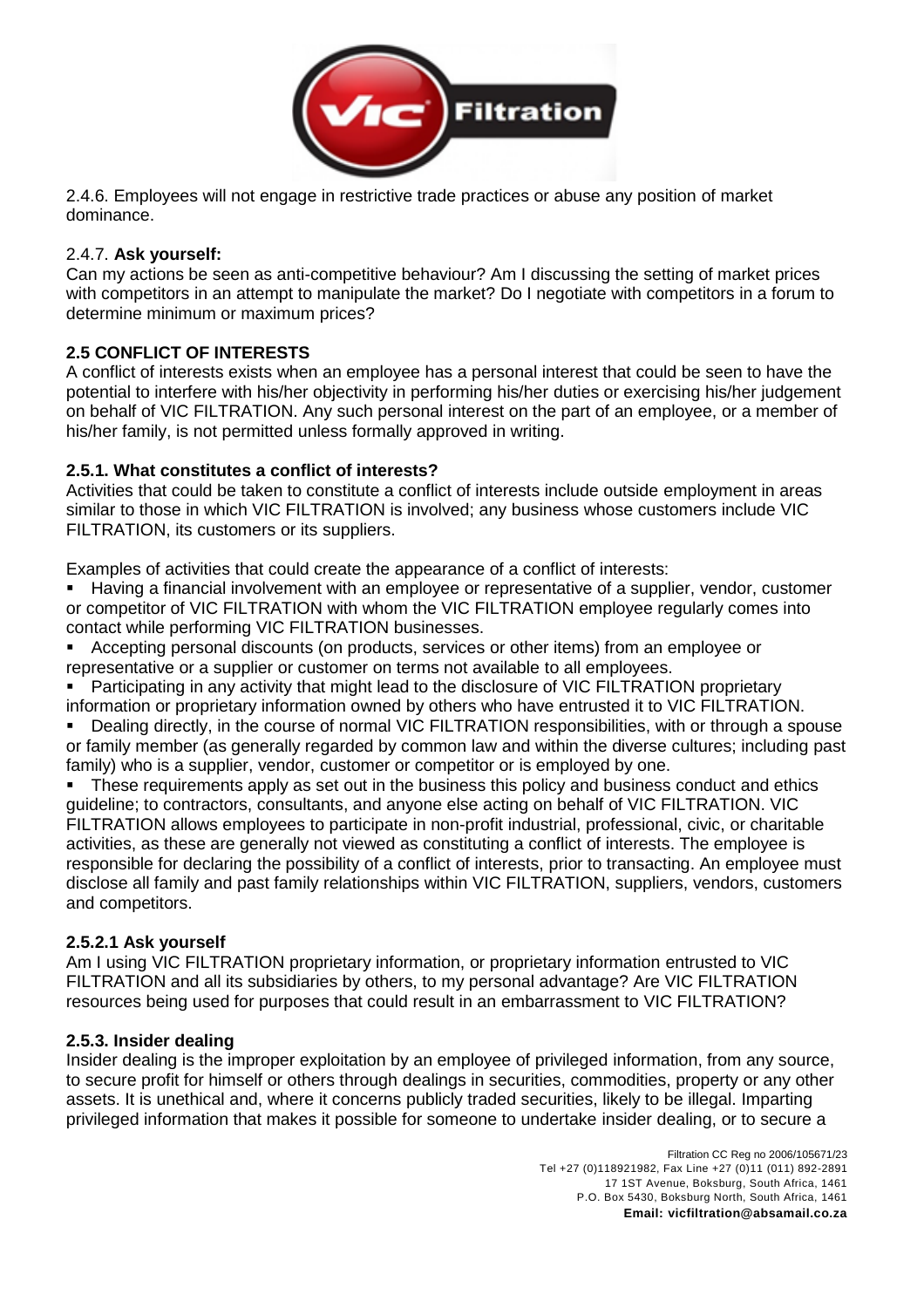2.4.6. Employees will not engage in restrictive trade practices or abuse any position of market dominance.

2.4.7. **Ask yourself:**
Can my actions be seen as anti-competitive behaviour? Am I discussing the setting of market prices with competitors in an attempt to manipulate the market? Do I negotiate with competitors in a forum to determine minimum or maximum prices?

**2.5 CONFLICT OF INTERESTS**

A conflict of interests exists when an employee has a personal interest that could be seen to have the potential to interfere with his/her objectivity in performing his/her duties or exercising his/her judgement on behalf of VIC FILTRATION. Any such personal interest on the part of an employee, or a member of his/her family, is not permitted unless formally approved in writing.

**2.5.1. What constitutes a conflict of interests?**

Activities that could be taken to constitute a conflict of interests include outside employment in areas similar to those in which VIC FILTRATION is involved; any business whose customers include VIC FILTRATION, its customers or its suppliers.

Examples of activities that could create the appearance of a conflict of interests:

- Having a financial involvement with an employee or representative of a supplier, vendor, customer or competitor of VIC FILTRATION with whom the VIC FILTRATION employee regularly comes into contact while performing VIC FILTRATION businesses.
- Accepting personal discounts (on products, services or other items) from an employee or representative or a supplier or customer on terms not available to all employees.
- Participating in any activity that might lead to the disclosure of VIC FILTRATION proprietary information or proprietary information owned by others who have entrusted it to VIC FILTRATION.
- Dealing directly, in the course of normal VIC FILTRATION responsibilities, with or through a spouse or family member (as generally regarded by common law and within the diverse cultures; including past family) who is a supplier, vendor, customer or competitor or is employed by one.
- These requirements apply as set out in the business this policy and business conduct and ethics guideline; to contractors, consultants, and anyone else acting on behalf of VIC FILTRATION. VIC FILTRATION allows employees to participate in non-profit industrial, professional, civic, or charitable activities, as these are generally not viewed as constituting a conflict of interests. The employee is responsible for declaring the possibility of a conflict of interests, prior to transacting. An employee must disclose all family and past family relationships within VIC FILTRATION, suppliers, vendors, customers and competitors.

**2.5.2.1 Ask yourself**

Am I using VIC FILTRATION proprietary information, or proprietary information entrusted to VIC FILTRATION and all its subsidiaries by others, to my personal advantage? Are VIC FILTRATION resources being used for purposes that could result in an embarrassment to VIC FILTRATION?

**2.5.3. Insider dealing**

Insider dealing is the improper exploitation by an employee of privileged information, from any source, to secure profit for himself or others through dealings in securities, commodities, property or any other assets. It is unethical and, where it concerns publicly traded securities, likely to be illegal. Imparting privileged information that makes it possible for someone to undertake insider dealing, or to secure a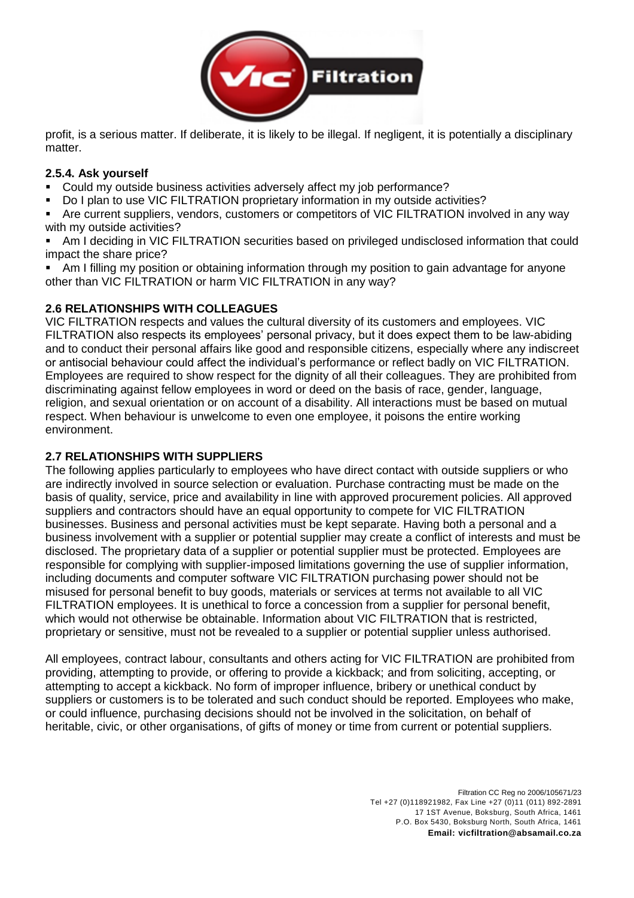profit, is a serious matter. If deliberate, it is likely to be illegal. If negligent, it is potentially a disciplinary matter.

### 2.5.4. Ask yourself

- Could my outside business activities adversely affect my job performance?
- Do I plan to use VIC FILTRATION proprietary information in my outside activities?
- Are current suppliers, vendors, customers or competitors of VIC FILTRATION involved in any way with my outside activities?
- Am I deciding in VIC FILTRATION securities based on privileged undisclosed information that could impact the share price?
- Am I filling my position or obtaining information through my position to gain advantage for anyone other than VIC FILTRATION or harm VIC FILTRATION in any way?

### 2.6 RELATIONSHIPS WITH COLLEAGUES

VIC FILTRATION respects and values the cultural diversity of its customers and employees. VIC FILTRATION also respects its employees' personal privacy, but it does expect them to be law-abiding and to conduct their personal affairs like good and responsible citizens, especially where any indiscreet or antisocial behaviour could affect the individual's performance or reflect badly on VIC FILTRATION. Employees are required to show respect for the dignity of all their colleagues. They are prohibited from discriminating against fellow employees in word or deed on the basis of race, gender, language, religion, and sexual orientation or on account of a disability. All interactions must be based on mutual respect. When behaviour is unwelcome to even one employee, it poisons the entire working environment.

### 2.7 RELATIONSHIPS WITH SUPPLIERS

The following applies particularly to employees who have direct contact with outside suppliers or who are indirectly involved in source selection or evaluation. Purchase contracting must be made on the basis of quality, service, price and availability in line with approved procurement policies. All approved suppliers and contractors should have an equal opportunity to compete for VIC FILTRATION businesses. Business and personal activities must be kept separate. Having both a personal and a business involvement with a supplier or potential supplier may create a conflict of interests and must be disclosed. The proprietary data of a supplier or potential supplier must be protected. Employees are responsible for complying with supplier-imposed limitations governing the use of supplier information, including documents and computer software VIC FILTRATION purchasing power should not be misused for personal benefit to buy goods, materials or services at terms not available to all VIC FILTRATION employees. It is unethical to force a concession from a supplier for personal benefit, which would not otherwise be obtainable. Information about VIC FILTRATION that is restricted, proprietary or sensitive, must not be revealed to a supplier or potential supplier unless authorised.

All employees, contract labour, consultants and others acting for VIC FILTRATION are prohibited from providing, attempting to provide, or offering to provide a kickback; and from soliciting, accepting, or attempting to accept a kickback. No form of improper influence, bribery or unethical conduct by suppliers or customers is to be tolerated and such conduct should be reported. Employees who make, or could influence, purchasing decisions should not be involved in the solicitation, on behalf of heritable, civic, or other organisations, of gifts of money or time from current or potential suppliers.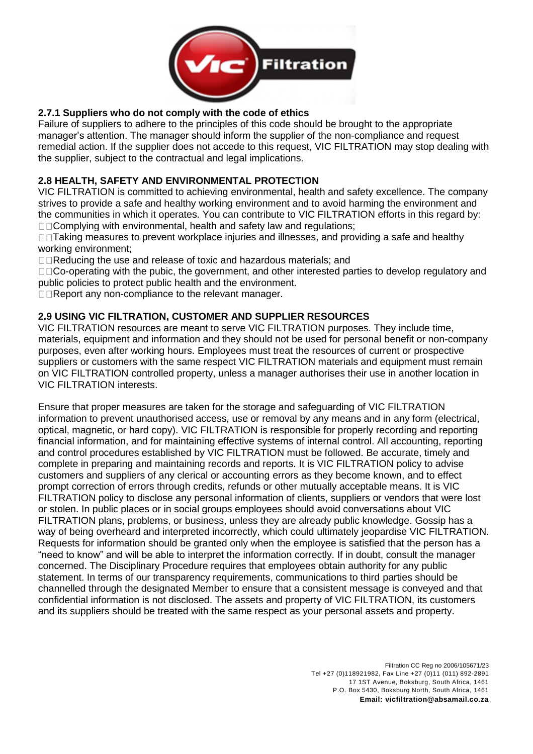### 2.7.1 Suppliers who do not comply with the code of ethics

Failure of suppliers to adhere to the principles of this code should be brought to the appropriate manager's attention. The manager should inform the supplier of the non-compliance and request remedial action. If the supplier does not accede to this request, VIC FILTRATION may stop dealing with the supplier, subject to the contractual and legal implications.

### 2.8 HEALTH, SAFETY AND ENVIRONMENTAL PROTECTION

VIC FILTRATION is committed to achieving environmental, health and safety excellence. The company strives to provide a safe and healthy working environment and to avoid harming the environment and the communities in which it operates. You can contribute to VIC FILTRATION efforts in this regard by:

- Complying with environmental, health and safety law and regulations;
- Taking measures to prevent workplace injuries and illnesses, and providing a safe and healthy working environment;
- Reducing the use and release of toxic and hazardous materials; and
- Co-operating with the pubic, the government, and other interested parties to develop regulatory and public policies to protect public health and the environment.
- Report any non-compliance to the relevant manager.

### 2.9 USING VIC FILTRATION, CUSTOMER AND SUPPLIER RESOURCES

VIC FILTRATION resources are meant to serve VIC FILTRATION purposes. They include time, materials, equipment and information and they should not be used for personal benefit or non-company purposes, even after working hours. Employees must treat the resources of current or prospective suppliers or customers with the same respect VIC FILTRATION materials and equipment must remain on VIC FILTRATION controlled property, unless a manager authorises their use in another location in VIC FILTRATION interests.

Ensure that proper measures are taken for the storage and safeguarding of VIC FILTRATION information to prevent unauthorised access, use or removal by any means and in any form (electrical, optical, magnetic, or hard copy). VIC FILTRATION is responsible for properly recording and reporting financial information, and for maintaining effective systems of internal control. All accounting, reporting and control procedures established by VIC FILTRATION must be followed. Be accurate, timely and complete in preparing and maintaining records and reports. It is VIC FILTRATION policy to advise customers and suppliers of any clerical or accounting errors as they become known, and to effect prompt correction of errors through credits, refunds or other mutually acceptable means. It is VIC FILTRATION policy to disclose any personal information of clients, suppliers or vendors that were lost or stolen. In public places or in social groups employees should avoid conversations about VIC FILTRATION plans, problems, or business, unless they are already public knowledge. Gossip has a way of being overheard and interpreted incorrectly, which could ultimately jeopardise VIC FILTRATION. Requests for information should be granted only when the employee is satisfied that the person has a "need to know" and will be able to interpret the information correctly. If in doubt, consult the manager concerned. The Disciplinary Procedure requires that employees obtain authority for any public statement. In terms of our transparency requirements, communications to third parties should be channelled through the designated Member to ensure that a consistent message is conveyed and that confidential information is not disclosed. The assets and property of VIC FILTRATION, its customers and its suppliers should be treated with the same respect as your personal assets and property.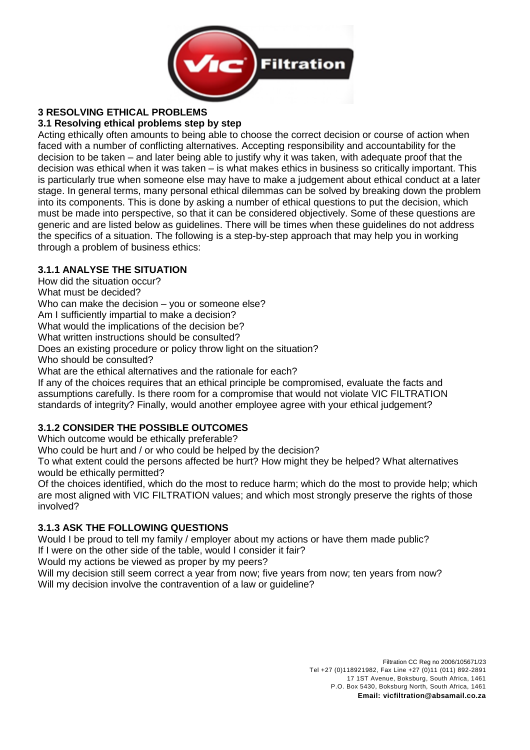## 3 RESOLVING ETHICAL PROBLEMS

### 3.1 Resolving ethical problems step by step

Acting ethically often amounts to being able to choose the correct decision or course of action when faced with a number of conflicting alternatives. Accepting responsibility and accountability for the decision to be taken – and later being able to justify why it was taken, with adequate proof that the decision was ethical when it was taken – is what makes ethics in business so critically important. This is particularly true when someone else may have to make a judgement about ethical conduct at a later stage. In general terms, many personal ethical dilemmas can be solved by breaking down the problem into its components. This is done by asking a number of ethical questions to put the decision, which must be made into perspective, so that it can be considered objectively. Some of these questions are generic and are listed below as guidelines. There will be times when these guidelines do not address the specifics of a situation. The following is a step-by-step approach that may help you in working through a problem of business ethics:

#### 3.1.1 ANALYSE THE SITUATION

How did the situation occur?
What must be decided?
Who can make the decision – you or someone else?
Am I sufficiently impartial to make a decision?
What would the implications of the decision be?
What written instructions should be consulted?
Does an existing procedure or policy throw light on the situation?
Who should be consulted?
What are the ethical alternatives and the rationale for each?
If any of the choices requires that an ethical principle be compromised, evaluate the facts and assumptions carefully. Is there room for a compromise that would not violate VIC FILTRATION standards of integrity? Finally, would another employee agree with your ethical judgement?

#### 3.1.2 CONSIDER THE POSSIBLE OUTCOMES

Which outcome would be ethically preferable?
Who could be hurt and / or who could be helped by the decision?
To what extent could the persons affected be hurt? How might they be helped? What alternatives would be ethically permitted?
Of the choices identified, which do the most to reduce harm; which do the most to provide help; which are most aligned with VIC FILTRATION values; and which most strongly preserve the rights of those involved?

#### 3.1.3 ASK THE FOLLOWING QUESTIONS

Would I be proud to tell my family / employer about my actions or have them made public?
If I were on the other side of the table, would I consider it fair?
Would my actions be viewed as proper by my peers?
Will my decision still seem correct a year from now; five years from now; ten years from now?
Will my decision involve the contravention of a law or guideline?